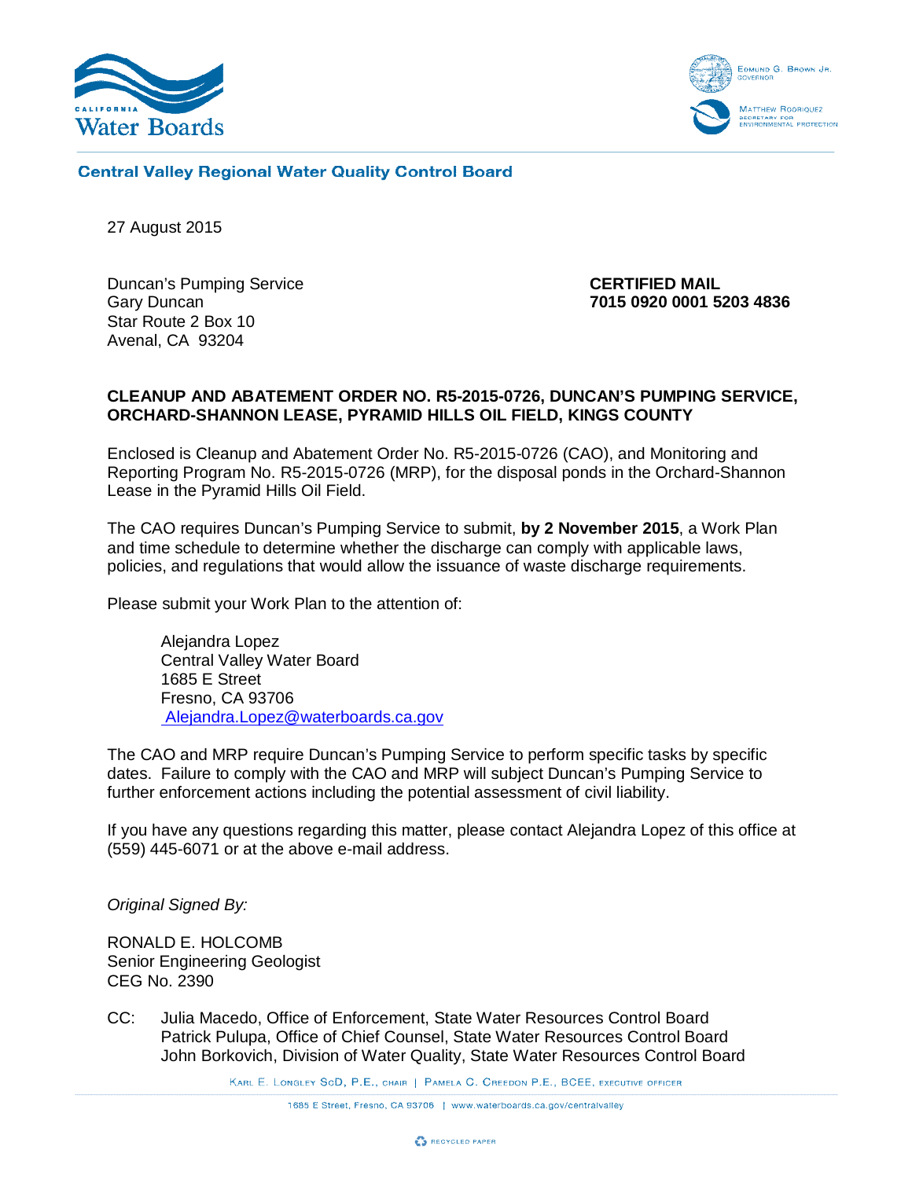California Water Boards

Edmund G. Brown Jr.
Governor

Matthew Rodriquez
Secretary for Environmental Protection

**Central Valley Regional Water Quality Control Board**

27 August 2015

Duncan's Pumping Service
Gary Duncan
Star Route 2 Box 10
Avenal, CA 93204

**CERTIFIED MAIL**
**7015 0920 0001 5203 4836**

**CLEANUP AND ABATEMENT ORDER NO. R5-2015-0726, DUNCAN'S PUMPING SERVICE, ORCHARD-SHANNON LEASE, PYRAMID HILLS OIL FIELD, KINGS COUNTY**

Enclosed is Cleanup and Abatement Order No. R5-2015-0726 (CAO), and Monitoring and Reporting Program No. R5-2015-0726 (MRP), for the disposal ponds in the Orchard-Shannon Lease in the Pyramid Hills Oil Field.

The CAO requires Duncan's Pumping Service to submit, **by 2 November 2015**, a Work Plan and time schedule to determine whether the discharge can comply with applicable laws, policies, and regulations that would allow the issuance of waste discharge requirements.

Please submit your Work Plan to the attention of:

> Alejandra Lopez
> Central Valley Water Board
> 1685 E Street
> Fresno, CA 93706
> Alejandra.Lopez@waterboards.ca.gov

The CAO and MRP require Duncan's Pumping Service to perform specific tasks by specific dates. Failure to comply with the CAO and MRP will subject Duncan's Pumping Service to further enforcement actions including the potential assessment of civil liability.

If you have any questions regarding this matter, please contact Alejandra Lopez of this office at (559) 445-6071 or at the above e-mail address.

*Original Signed By:*

RONALD E. HOLCOMB
Senior Engineering Geologist
CEG No. 2390

CC: Julia Macedo, Office of Enforcement, State Water Resources Control Board
Patrick Pulupa, Office of Chief Counsel, State Water Resources Control Board
John Borkovich, Division of Water Quality, State Water Resources Control Board

Karl E. Longley ScD, P.E., chair | Pamela C. Creedon P.E., BCEE, executive officer

1685 E Street, Fresno, CA 93706 | www.waterboards.ca.gov/centralvalley

Recycled Paper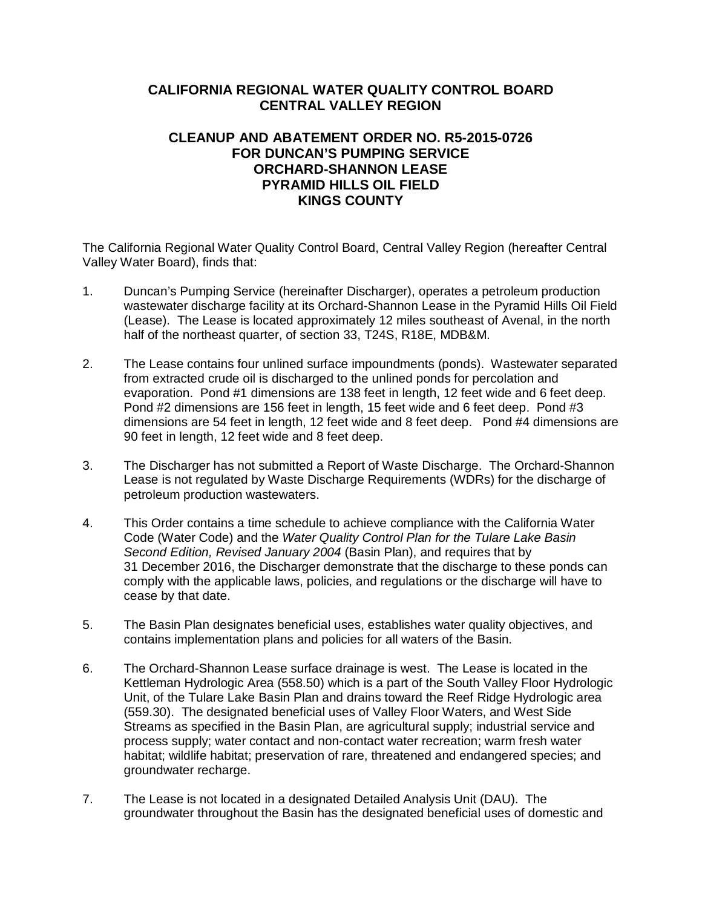**CALIFORNIA REGIONAL WATER QUALITY CONTROL BOARD**
**CENTRAL VALLEY REGION**

**CLEANUP AND ABATEMENT ORDER NO. R5-2015-0726**
**FOR DUNCAN'S PUMPING SERVICE**
**ORCHARD-SHANNON LEASE**
**PYRAMID HILLS OIL FIELD**
**KINGS COUNTY**

The California Regional Water Quality Control Board, Central Valley Region (hereafter Central Valley Water Board), finds that:

1. Duncan's Pumping Service (hereinafter Discharger), operates a petroleum production wastewater discharge facility at its Orchard-Shannon Lease in the Pyramid Hills Oil Field (Lease). The Lease is located approximately 12 miles southeast of Avenal, in the north half of the northeast quarter, of section 33, T24S, R18E, MDB&M.

2. The Lease contains four unlined surface impoundments (ponds). Wastewater separated from extracted crude oil is discharged to the unlined ponds for percolation and evaporation. Pond #1 dimensions are 138 feet in length, 12 feet wide and 6 feet deep. Pond #2 dimensions are 156 feet in length, 15 feet wide and 6 feet deep. Pond #3 dimensions are 54 feet in length, 12 feet wide and 8 feet deep. Pond #4 dimensions are 90 feet in length, 12 feet wide and 8 feet deep.

3. The Discharger has not submitted a Report of Waste Discharge. The Orchard-Shannon Lease is not regulated by Waste Discharge Requirements (WDRs) for the discharge of petroleum production wastewaters.

4. This Order contains a time schedule to achieve compliance with the California Water Code (Water Code) and the *Water Quality Control Plan for the Tulare Lake Basin Second Edition, Revised January 2004* (Basin Plan), and requires that by 31 December 2016, the Discharger demonstrate that the discharge to these ponds can comply with the applicable laws, policies, and regulations or the discharge will have to cease by that date.

5. The Basin Plan designates beneficial uses, establishes water quality objectives, and contains implementation plans and policies for all waters of the Basin.

6. The Orchard-Shannon Lease surface drainage is west. The Lease is located in the Kettleman Hydrologic Area (558.50) which is a part of the South Valley Floor Hydrologic Unit, of the Tulare Lake Basin Plan and drains toward the Reef Ridge Hydrologic area (559.30). The designated beneficial uses of Valley Floor Waters, and West Side Streams as specified in the Basin Plan, are agricultural supply; industrial service and process supply; water contact and non-contact water recreation; warm fresh water habitat; wildlife habitat; preservation of rare, threatened and endangered species; and groundwater recharge.

7. The Lease is not located in a designated Detailed Analysis Unit (DAU). The groundwater throughout the Basin has the designated beneficial uses of domestic and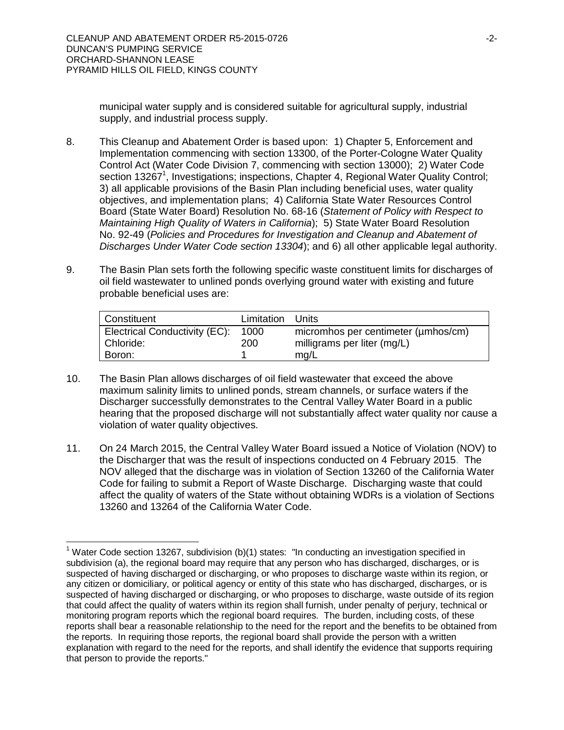municipal water supply and is considered suitable for agricultural supply, industrial supply, and industrial process supply.

8. This Cleanup and Abatement Order is based upon: 1) Chapter 5, Enforcement and Implementation commencing with section 13300, of the Porter-Cologne Water Quality Control Act (Water Code Division 7, commencing with section 13000); 2) Water Code section 13267[1], Investigations; inspections, Chapter 4, Regional Water Quality Control; 3) all applicable provisions of the Basin Plan including beneficial uses, water quality objectives, and implementation plans; 4) California State Water Resources Control Board (State Water Board) Resolution No. 68-16 (*Statement of Policy with Respect to Maintaining High Quality of Waters in California*); 5) State Water Board Resolution No. 92-49 (*Policies and Procedures for Investigation and Cleanup and Abatement of Discharges Under Water Code section 13304*); and 6) all other applicable legal authority.

9. The Basin Plan sets forth the following specific waste constituent limits for discharges of oil field wastewater to unlined ponds overlying ground water with existing and future probable beneficial uses are:

| Constituent | Limitation | Units |
|---|---|---|
| Electrical Conductivity (EC): | 1000 | micromhos per centimeter (µmhos/cm) |
| Chloride: | 200 | milligrams per liter (mg/L) |
| Boron: | 1 | mg/L |

10. The Basin Plan allows discharges of oil field wastewater that exceed the above maximum salinity limits to unlined ponds, stream channels, or surface waters if the Discharger successfully demonstrates to the Central Valley Water Board in a public hearing that the proposed discharge will not substantially affect water quality nor cause a violation of water quality objectives.

11. On 24 March 2015, the Central Valley Water Board issued a Notice of Violation (NOV) to the Discharger that was the result of inspections conducted on 4 February 2015. The NOV alleged that the discharge was in violation of Section 13260 of the California Water Code for failing to submit a Report of Waste Discharge. Discharging waste that could affect the quality of waters of the State without obtaining WDRs is a violation of Sections 13260 and 13264 of the California Water Code.

---

[1] Water Code section 13267, subdivision (b)(1) states: "In conducting an investigation specified in subdivision (a), the regional board may require that any person who has discharged, discharges, or is suspected of having discharged or discharging, or who proposes to discharge waste within its region, or any citizen or domiciliary, or political agency or entity of this state who has discharged, discharges, or is suspected of having discharged or discharging, or who proposes to discharge, waste outside of its region that could affect the quality of waters within its region shall furnish, under penalty of perjury, technical or monitoring program reports which the regional board requires. The burden, including costs, of these reports shall bear a reasonable relationship to the need for the report and the benefits to be obtained from the reports. In requiring those reports, the regional board shall provide the person with a written explanation with regard to the need for the reports, and shall identify the evidence that supports requiring that person to provide the reports."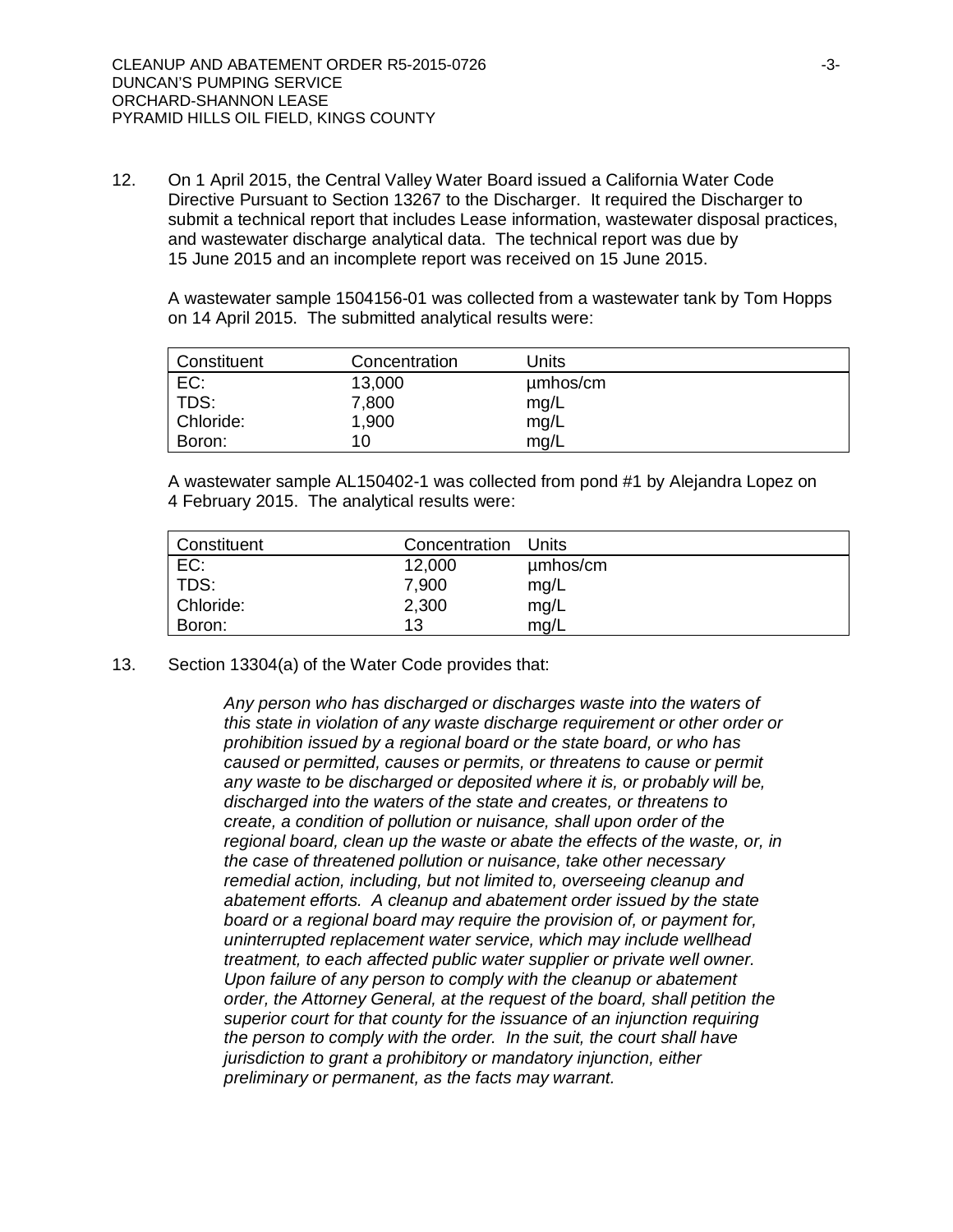12. On 1 April 2015, the Central Valley Water Board issued a California Water Code Directive Pursuant to Section 13267 to the Discharger. It required the Discharger to submit a technical report that includes Lease information, wastewater disposal practices, and wastewater discharge analytical data. The technical report was due by 15 June 2015 and an incomplete report was received on 15 June 2015.

    A wastewater sample 1504156-01 was collected from a wastewater tank by Tom Hopps on 14 April 2015. The submitted analytical results were:

| Constituent | Concentration | Units |
|---|---|---|
| EC: | 13,000 | µmhos/cm |
| TDS: | 7,800 | mg/L |
| Chloride: | 1,900 | mg/L |
| Boron: | 10 | mg/L |

    A wastewater sample AL150402-1 was collected from pond #1 by Alejandra Lopez on 4 February 2015. The analytical results were:

| Constituent | Concentration | Units |
|---|---|---|
| EC: | 12,000 | µmhos/cm |
| TDS: | 7,900 | mg/L |
| Chloride: | 2,300 | mg/L |
| Boron: | 13 | mg/L |

13. Section 13304(a) of the Water Code provides that:

    *Any person who has discharged or discharges waste into the waters of this state in violation of any waste discharge requirement or other order or prohibition issued by a regional board or the state board, or who has caused or permitted, causes or permits, or threatens to cause or permit any waste to be discharged or deposited where it is, or probably will be, discharged into the waters of the state and creates, or threatens to create, a condition of pollution or nuisance, shall upon order of the regional board, clean up the waste or abate the effects of the waste, or, in the case of threatened pollution or nuisance, take other necessary remedial action, including, but not limited to, overseeing cleanup and abatement efforts. A cleanup and abatement order issued by the state board or a regional board may require the provision of, or payment for, uninterrupted replacement water service, which may include wellhead treatment, to each affected public water supplier or private well owner. Upon failure of any person to comply with the cleanup or abatement order, the Attorney General, at the request of the board, shall petition the superior court for that county for the issuance of an injunction requiring the person to comply with the order. In the suit, the court shall have jurisdiction to grant a prohibitory or mandatory injunction, either preliminary or permanent, as the facts may warrant.*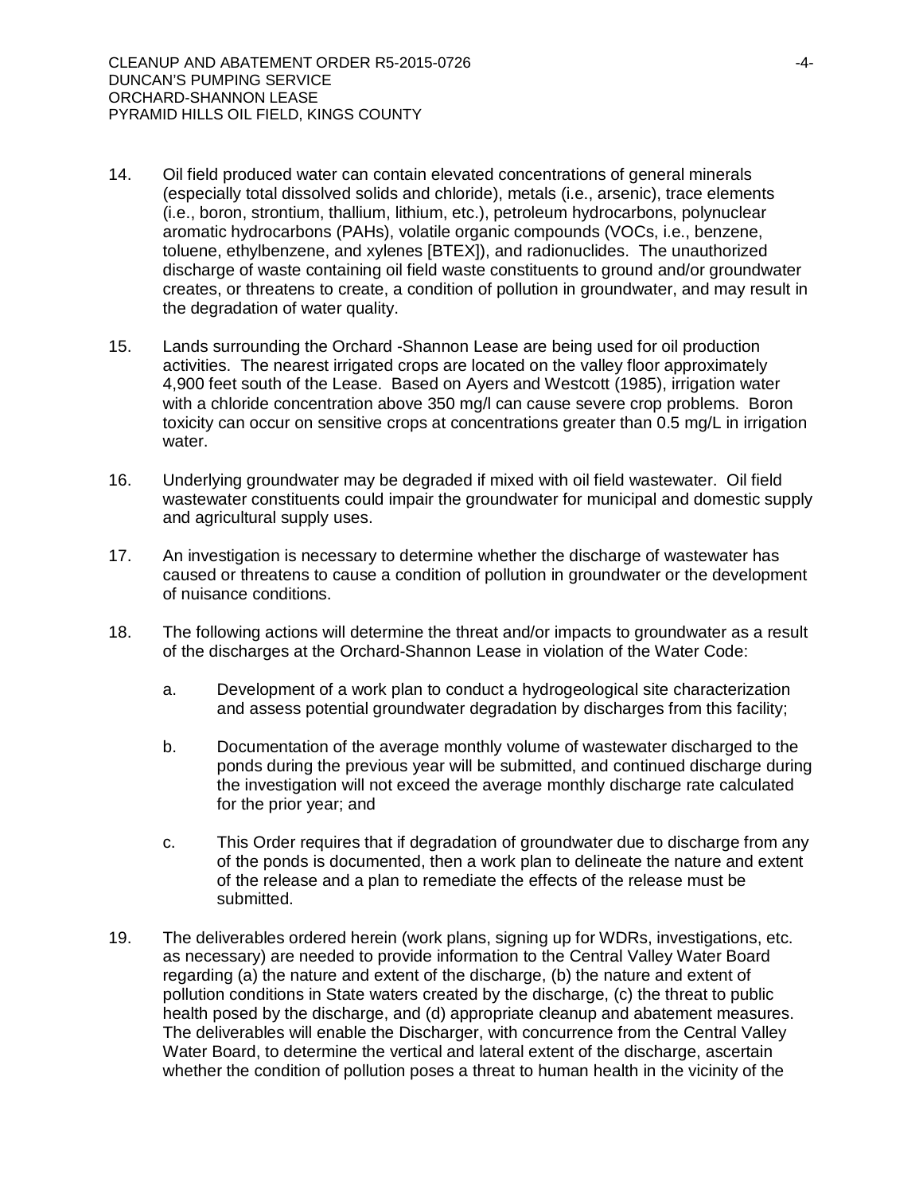14. Oil field produced water can contain elevated concentrations of general minerals (especially total dissolved solids and chloride), metals (i.e., arsenic), trace elements (i.e., boron, strontium, thallium, lithium, etc.), petroleum hydrocarbons, polynuclear aromatic hydrocarbons (PAHs), volatile organic compounds (VOCs, i.e., benzene, toluene, ethylbenzene, and xylenes [BTEX]), and radionuclides. The unauthorized discharge of waste containing oil field waste constituents to ground and/or groundwater creates, or threatens to create, a condition of pollution in groundwater, and may result in the degradation of water quality.

15. Lands surrounding the Orchard -Shannon Lease are being used for oil production activities. The nearest irrigated crops are located on the valley floor approximately 4,900 feet south of the Lease. Based on Ayers and Westcott (1985), irrigation water with a chloride concentration above 350 mg/l can cause severe crop problems. Boron toxicity can occur on sensitive crops at concentrations greater than 0.5 mg/L in irrigation water.

16. Underlying groundwater may be degraded if mixed with oil field wastewater. Oil field wastewater constituents could impair the groundwater for municipal and domestic supply and agricultural supply uses.

17. An investigation is necessary to determine whether the discharge of wastewater has caused or threatens to cause a condition of pollution in groundwater or the development of nuisance conditions.

18. The following actions will determine the threat and/or impacts to groundwater as a result of the discharges at the Orchard-Shannon Lease in violation of the Water Code:

    a. Development of a work plan to conduct a hydrogeological site characterization and assess potential groundwater degradation by discharges from this facility;

    b. Documentation of the average monthly volume of wastewater discharged to the ponds during the previous year will be submitted, and continued discharge during the investigation will not exceed the average monthly discharge rate calculated for the prior year; and

    c. This Order requires that if degradation of groundwater due to discharge from any of the ponds is documented, then a work plan to delineate the nature and extent of the release and a plan to remediate the effects of the release must be submitted.

19. The deliverables ordered herein (work plans, signing up for WDRs, investigations, etc. as necessary) are needed to provide information to the Central Valley Water Board regarding (a) the nature and extent of the discharge, (b) the nature and extent of pollution conditions in State waters created by the discharge, (c) the threat to public health posed by the discharge, and (d) appropriate cleanup and abatement measures. The deliverables will enable the Discharger, with concurrence from the Central Valley Water Board, to determine the vertical and lateral extent of the discharge, ascertain whether the condition of pollution poses a threat to human health in the vicinity of the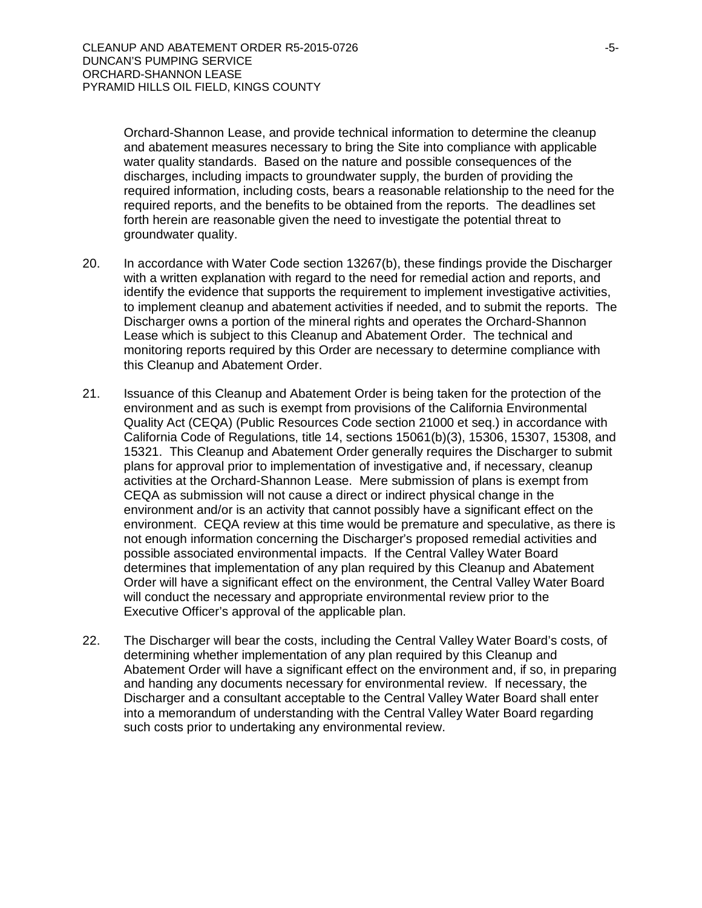Orchard-Shannon Lease, and provide technical information to determine the cleanup and abatement measures necessary to bring the Site into compliance with applicable water quality standards. Based on the nature and possible consequences of the discharges, including impacts to groundwater supply, the burden of providing the required information, including costs, bears a reasonable relationship to the need for the required reports, and the benefits to be obtained from the reports. The deadlines set forth herein are reasonable given the need to investigate the potential threat to groundwater quality.

20. In accordance with Water Code section 13267(b), these findings provide the Discharger with a written explanation with regard to the need for remedial action and reports, and identify the evidence that supports the requirement to implement investigative activities, to implement cleanup and abatement activities if needed, and to submit the reports. The Discharger owns a portion of the mineral rights and operates the Orchard-Shannon Lease which is subject to this Cleanup and Abatement Order. The technical and monitoring reports required by this Order are necessary to determine compliance with this Cleanup and Abatement Order.

21. Issuance of this Cleanup and Abatement Order is being taken for the protection of the environment and as such is exempt from provisions of the California Environmental Quality Act (CEQA) (Public Resources Code section 21000 et seq.) in accordance with California Code of Regulations, title 14, sections 15061(b)(3), 15306, 15307, 15308, and 15321. This Cleanup and Abatement Order generally requires the Discharger to submit plans for approval prior to implementation of investigative and, if necessary, cleanup activities at the Orchard-Shannon Lease. Mere submission of plans is exempt from CEQA as submission will not cause a direct or indirect physical change in the environment and/or is an activity that cannot possibly have a significant effect on the environment. CEQA review at this time would be premature and speculative, as there is not enough information concerning the Discharger's proposed remedial activities and possible associated environmental impacts. If the Central Valley Water Board determines that implementation of any plan required by this Cleanup and Abatement Order will have a significant effect on the environment, the Central Valley Water Board will conduct the necessary and appropriate environmental review prior to the Executive Officer's approval of the applicable plan.

22. The Discharger will bear the costs, including the Central Valley Water Board's costs, of determining whether implementation of any plan required by this Cleanup and Abatement Order will have a significant effect on the environment and, if so, in preparing and handing any documents necessary for environmental review. If necessary, the Discharger and a consultant acceptable to the Central Valley Water Board shall enter into a memorandum of understanding with the Central Valley Water Board regarding such costs prior to undertaking any environmental review.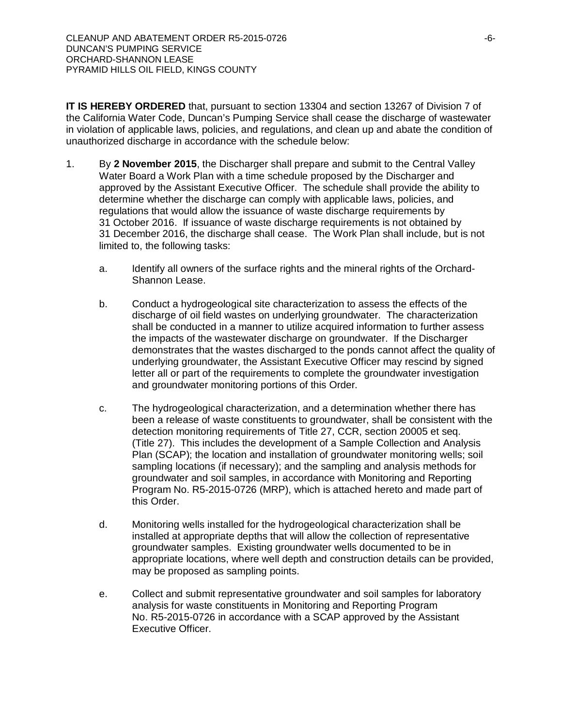**IT IS HEREBY ORDERED** that, pursuant to section 13304 and section 13267 of Division 7 of the California Water Code, Duncan's Pumping Service shall cease the discharge of wastewater in violation of applicable laws, policies, and regulations, and clean up and abate the condition of unauthorized discharge in accordance with the schedule below:

1. By **2 November 2015**, the Discharger shall prepare and submit to the Central Valley Water Board a Work Plan with a time schedule proposed by the Discharger and approved by the Assistant Executive Officer. The schedule shall provide the ability to determine whether the discharge can comply with applicable laws, policies, and regulations that would allow the issuance of waste discharge requirements by 31 October 2016. If issuance of waste discharge requirements is not obtained by 31 December 2016, the discharge shall cease. The Work Plan shall include, but is not limited to, the following tasks:

   a. Identify all owners of the surface rights and the mineral rights of the Orchard-Shannon Lease.

   b. Conduct a hydrogeological site characterization to assess the effects of the discharge of oil field wastes on underlying groundwater. The characterization shall be conducted in a manner to utilize acquired information to further assess the impacts of the wastewater discharge on groundwater. If the Discharger demonstrates that the wastes discharged to the ponds cannot affect the quality of underlying groundwater, the Assistant Executive Officer may rescind by signed letter all or part of the requirements to complete the groundwater investigation and groundwater monitoring portions of this Order.

   c. The hydrogeological characterization, and a determination whether there has been a release of waste constituents to groundwater, shall be consistent with the detection monitoring requirements of Title 27, CCR, section 20005 et seq. (Title 27). This includes the development of a Sample Collection and Analysis Plan (SCAP); the location and installation of groundwater monitoring wells; soil sampling locations (if necessary); and the sampling and analysis methods for groundwater and soil samples, in accordance with Monitoring and Reporting Program No. R5-2015-0726 (MRP), which is attached hereto and made part of this Order.

   d. Monitoring wells installed for the hydrogeological characterization shall be installed at appropriate depths that will allow the collection of representative groundwater samples. Existing groundwater wells documented to be in appropriate locations, where well depth and construction details can be provided, may be proposed as sampling points.

   e. Collect and submit representative groundwater and soil samples for laboratory analysis for waste constituents in Monitoring and Reporting Program No. R5-2015-0726 in accordance with a SCAP approved by the Assistant Executive Officer.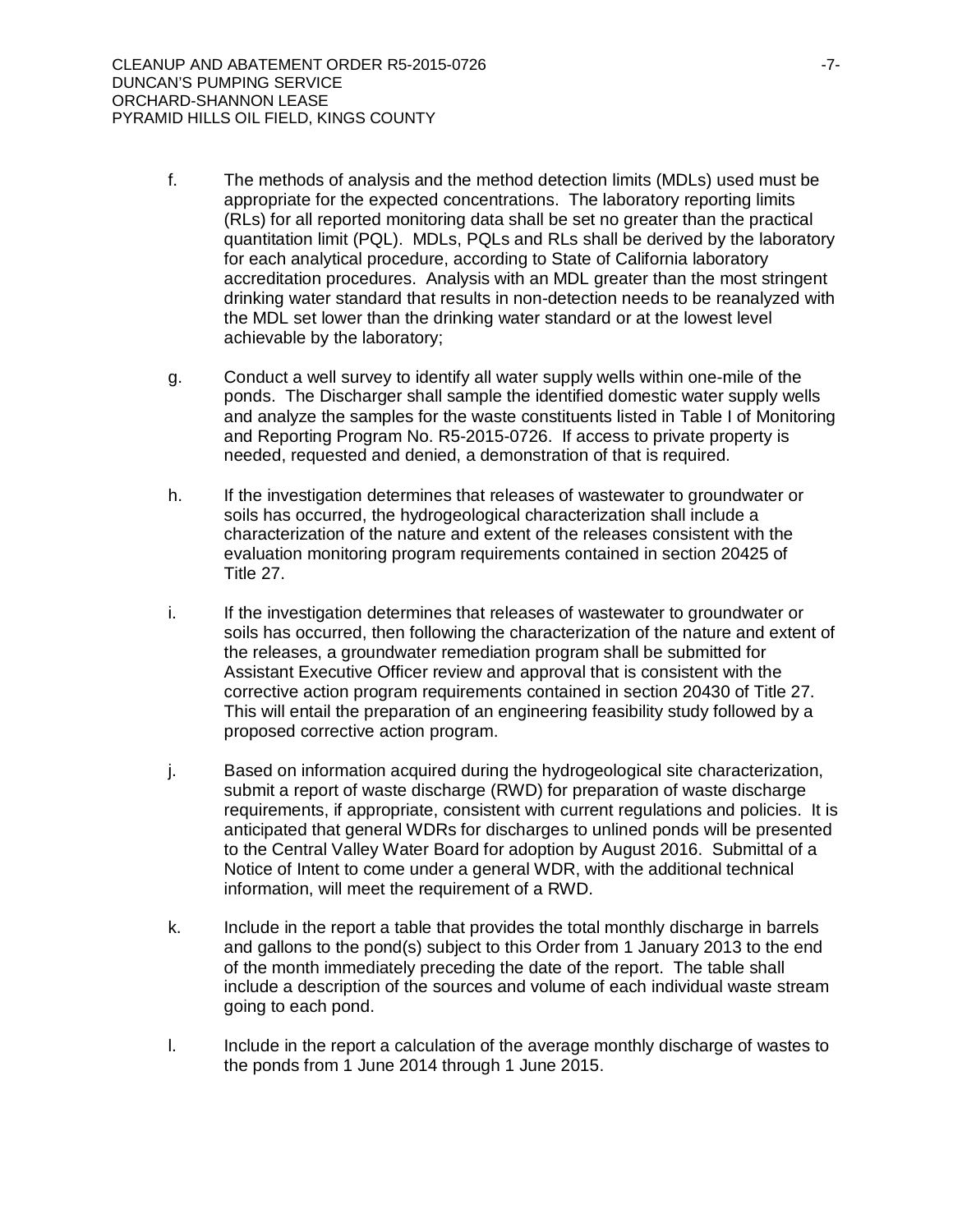f. The methods of analysis and the method detection limits (MDLs) used must be appropriate for the expected concentrations. The laboratory reporting limits (RLs) for all reported monitoring data shall be set no greater than the practical quantitation limit (PQL). MDLs, PQLs and RLs shall be derived by the laboratory for each analytical procedure, according to State of California laboratory accreditation procedures. Analysis with an MDL greater than the most stringent drinking water standard that results in non-detection needs to be reanalyzed with the MDL set lower than the drinking water standard or at the lowest level achievable by the laboratory;

g. Conduct a well survey to identify all water supply wells within one-mile of the ponds. The Discharger shall sample the identified domestic water supply wells and analyze the samples for the waste constituents listed in Table I of Monitoring and Reporting Program No. R5-2015-0726. If access to private property is needed, requested and denied, a demonstration of that is required.

h. If the investigation determines that releases of wastewater to groundwater or soils has occurred, the hydrogeological characterization shall include a characterization of the nature and extent of the releases consistent with the evaluation monitoring program requirements contained in section 20425 of Title 27.

i. If the investigation determines that releases of wastewater to groundwater or soils has occurred, then following the characterization of the nature and extent of the releases, a groundwater remediation program shall be submitted for Assistant Executive Officer review and approval that is consistent with the corrective action program requirements contained in section 20430 of Title 27. This will entail the preparation of an engineering feasibility study followed by a proposed corrective action program.

j. Based on information acquired during the hydrogeological site characterization, submit a report of waste discharge (RWD) for preparation of waste discharge requirements, if appropriate, consistent with current regulations and policies. It is anticipated that general WDRs for discharges to unlined ponds will be presented to the Central Valley Water Board for adoption by August 2016. Submittal of a Notice of Intent to come under a general WDR, with the additional technical information, will meet the requirement of a RWD.

k. Include in the report a table that provides the total monthly discharge in barrels and gallons to the pond(s) subject to this Order from 1 January 2013 to the end of the month immediately preceding the date of the report. The table shall include a description of the sources and volume of each individual waste stream going to each pond.

l. Include in the report a calculation of the average monthly discharge of wastes to the ponds from 1 June 2014 through 1 June 2015.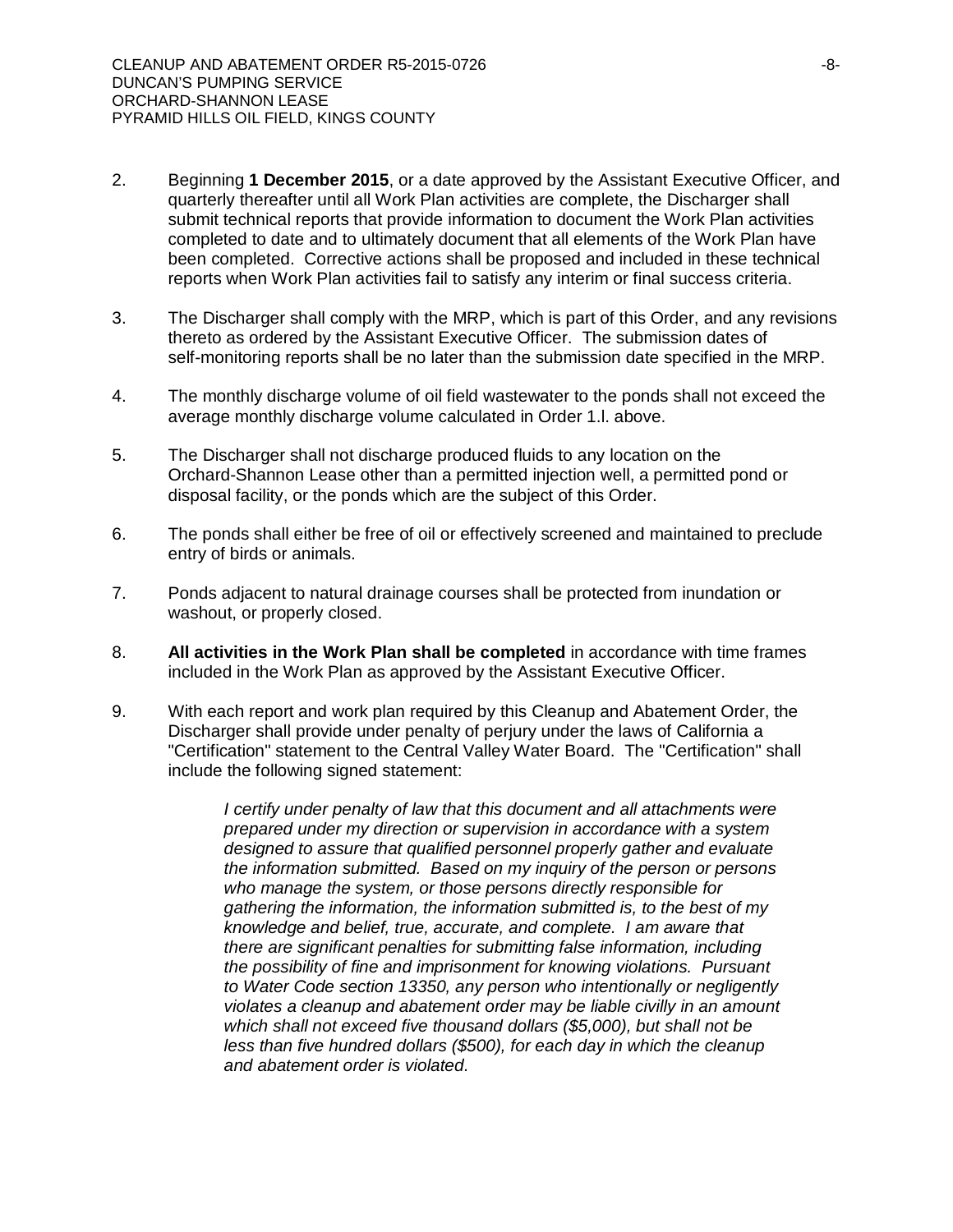2. Beginning **1 December 2015**, or a date approved by the Assistant Executive Officer, and quarterly thereafter until all Work Plan activities are complete, the Discharger shall submit technical reports that provide information to document the Work Plan activities completed to date and to ultimately document that all elements of the Work Plan have been completed. Corrective actions shall be proposed and included in these technical reports when Work Plan activities fail to satisfy any interim or final success criteria.

3. The Discharger shall comply with the MRP, which is part of this Order, and any revisions thereto as ordered by the Assistant Executive Officer. The submission dates of self-monitoring reports shall be no later than the submission date specified in the MRP.

4. The monthly discharge volume of oil field wastewater to the ponds shall not exceed the average monthly discharge volume calculated in Order 1.l. above.

5. The Discharger shall not discharge produced fluids to any location on the Orchard-Shannon Lease other than a permitted injection well, a permitted pond or disposal facility, or the ponds which are the subject of this Order.

6. The ponds shall either be free of oil or effectively screened and maintained to preclude entry of birds or animals.

7. Ponds adjacent to natural drainage courses shall be protected from inundation or washout, or properly closed.

8. **All activities in the Work Plan shall be completed** in accordance with time frames included in the Work Plan as approved by the Assistant Executive Officer.

9. With each report and work plan required by this Cleanup and Abatement Order, the Discharger shall provide under penalty of perjury under the laws of California a "Certification" statement to the Central Valley Water Board. The "Certification" shall include the following signed statement:

   > *I certify under penalty of law that this document and all attachments were prepared under my direction or supervision in accordance with a system designed to assure that qualified personnel properly gather and evaluate the information submitted. Based on my inquiry of the person or persons who manage the system, or those persons directly responsible for gathering the information, the information submitted is, to the best of my knowledge and belief, true, accurate, and complete. I am aware that there are significant penalties for submitting false information, including the possibility of fine and imprisonment for knowing violations. Pursuant to Water Code section 13350, any person who intentionally or negligently violates a cleanup and abatement order may be liable civilly in an amount which shall not exceed five thousand dollars ($5,000), but shall not be less than five hundred dollars ($500), for each day in which the cleanup and abatement order is violated.*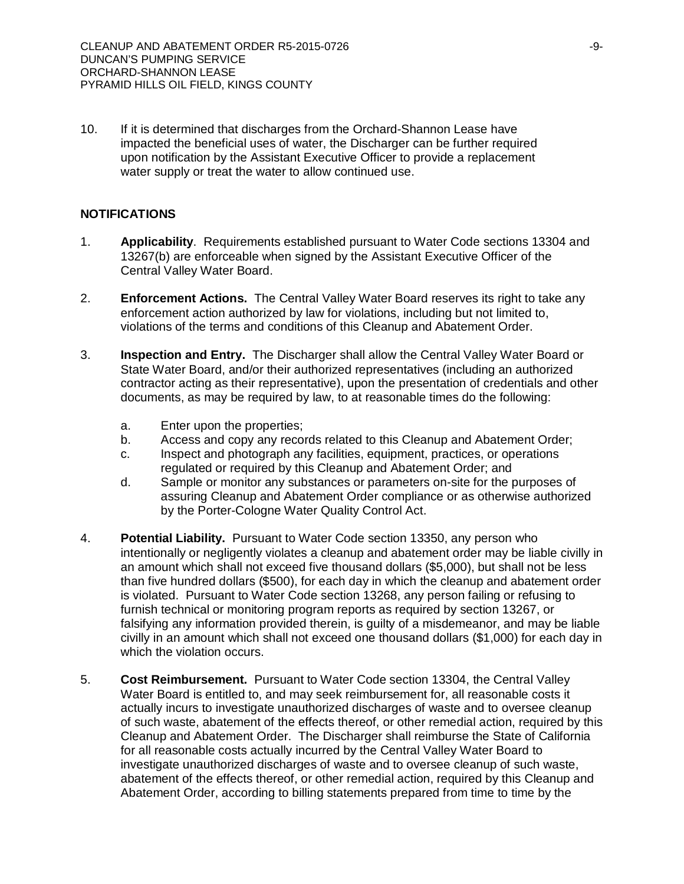10. If it is determined that discharges from the Orchard-Shannon Lease have impacted the beneficial uses of water, the Discharger can be further required upon notification by the Assistant Executive Officer to provide a replacement water supply or treat the water to allow continued use.

## NOTIFICATIONS

1. **Applicability**. Requirements established pursuant to Water Code sections 13304 and 13267(b) are enforceable when signed by the Assistant Executive Officer of the Central Valley Water Board.

2. **Enforcement Actions.** The Central Valley Water Board reserves its right to take any enforcement action authorized by law for violations, including but not limited to, violations of the terms and conditions of this Cleanup and Abatement Order.

3. **Inspection and Entry.** The Discharger shall allow the Central Valley Water Board or State Water Board, and/or their authorized representatives (including an authorized contractor acting as their representative), upon the presentation of credentials and other documents, as may be required by law, to at reasonable times do the following:

   a. Enter upon the properties;
   b. Access and copy any records related to this Cleanup and Abatement Order;
   c. Inspect and photograph any facilities, equipment, practices, or operations regulated or required by this Cleanup and Abatement Order; and
   d. Sample or monitor any substances or parameters on-site for the purposes of assuring Cleanup and Abatement Order compliance or as otherwise authorized by the Porter-Cologne Water Quality Control Act.

4. **Potential Liability.** Pursuant to Water Code section 13350, any person who intentionally or negligently violates a cleanup and abatement order may be liable civilly in an amount which shall not exceed five thousand dollars ($5,000), but shall not be less than five hundred dollars ($500), for each day in which the cleanup and abatement order is violated. Pursuant to Water Code section 13268, any person failing or refusing to furnish technical or monitoring program reports as required by section 13267, or falsifying any information provided therein, is guilty of a misdemeanor, and may be liable civilly in an amount which shall not exceed one thousand dollars ($1,000) for each day in which the violation occurs.

5. **Cost Reimbursement.** Pursuant to Water Code section 13304, the Central Valley Water Board is entitled to, and may seek reimbursement for, all reasonable costs it actually incurs to investigate unauthorized discharges of waste and to oversee cleanup of such waste, abatement of the effects thereof, or other remedial action, required by this Cleanup and Abatement Order. The Discharger shall reimburse the State of California for all reasonable costs actually incurred by the Central Valley Water Board to investigate unauthorized discharges of waste and to oversee cleanup of such waste, abatement of the effects thereof, or other remedial action, required by this Cleanup and Abatement Order, according to billing statements prepared from time to time by the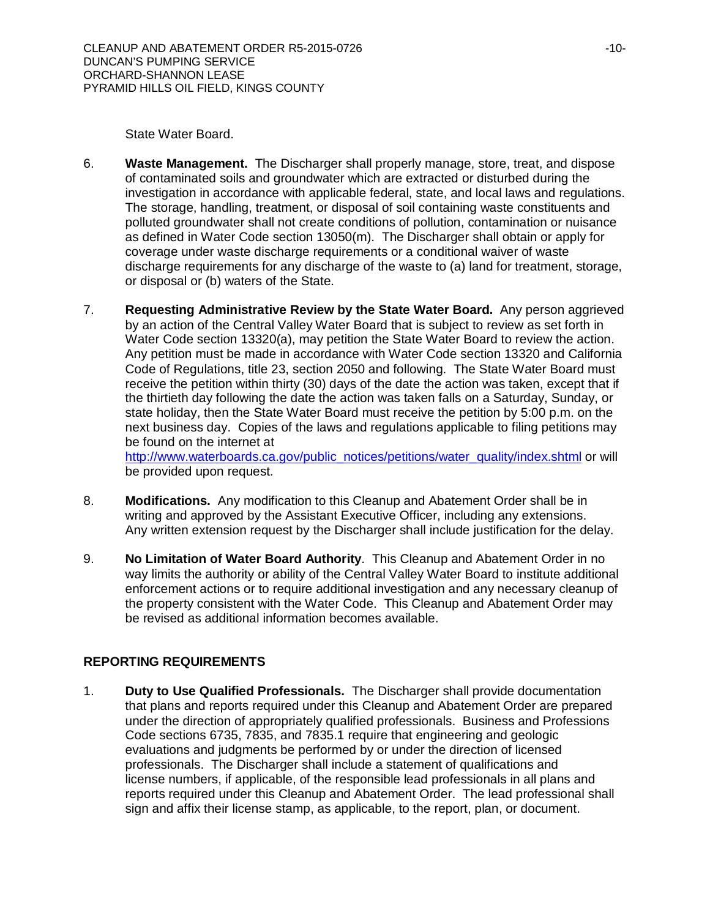State Water Board.

6. **Waste Management.** The Discharger shall properly manage, store, treat, and dispose of contaminated soils and groundwater which are extracted or disturbed during the investigation in accordance with applicable federal, state, and local laws and regulations. The storage, handling, treatment, or disposal of soil containing waste constituents and polluted groundwater shall not create conditions of pollution, contamination or nuisance as defined in Water Code section 13050(m). The Discharger shall obtain or apply for coverage under waste discharge requirements or a conditional waiver of waste discharge requirements for any discharge of the waste to (a) land for treatment, storage, or disposal or (b) waters of the State.

7. **Requesting Administrative Review by the State Water Board.** Any person aggrieved by an action of the Central Valley Water Board that is subject to review as set forth in Water Code section 13320(a), may petition the State Water Board to review the action. Any petition must be made in accordance with Water Code section 13320 and California Code of Regulations, title 23, section 2050 and following. The State Water Board must receive the petition within thirty (30) days of the date the action was taken, except that if the thirtieth day following the date the action was taken falls on a Saturday, Sunday, or state holiday, then the State Water Board must receive the petition by 5:00 p.m. on the next business day. Copies of the laws and regulations applicable to filing petitions may be found on the internet at http://www.waterboards.ca.gov/public_notices/petitions/water_quality/index.shtml or will be provided upon request.

8. **Modifications.** Any modification to this Cleanup and Abatement Order shall be in writing and approved by the Assistant Executive Officer, including any extensions. Any written extension request by the Discharger shall include justification for the delay.

9. **No Limitation of Water Board Authority**. This Cleanup and Abatement Order in no way limits the authority or ability of the Central Valley Water Board to institute additional enforcement actions or to require additional investigation and any necessary cleanup of the property consistent with the Water Code. This Cleanup and Abatement Order may be revised as additional information becomes available.

## REPORTING REQUIREMENTS

1. **Duty to Use Qualified Professionals.** The Discharger shall provide documentation that plans and reports required under this Cleanup and Abatement Order are prepared under the direction of appropriately qualified professionals. Business and Professions Code sections 6735, 7835, and 7835.1 require that engineering and geologic evaluations and judgments be performed by or under the direction of licensed professionals. The Discharger shall include a statement of qualifications and license numbers, if applicable, of the responsible lead professionals in all plans and reports required under this Cleanup and Abatement Order. The lead professional shall sign and affix their license stamp, as applicable, to the report, plan, or document.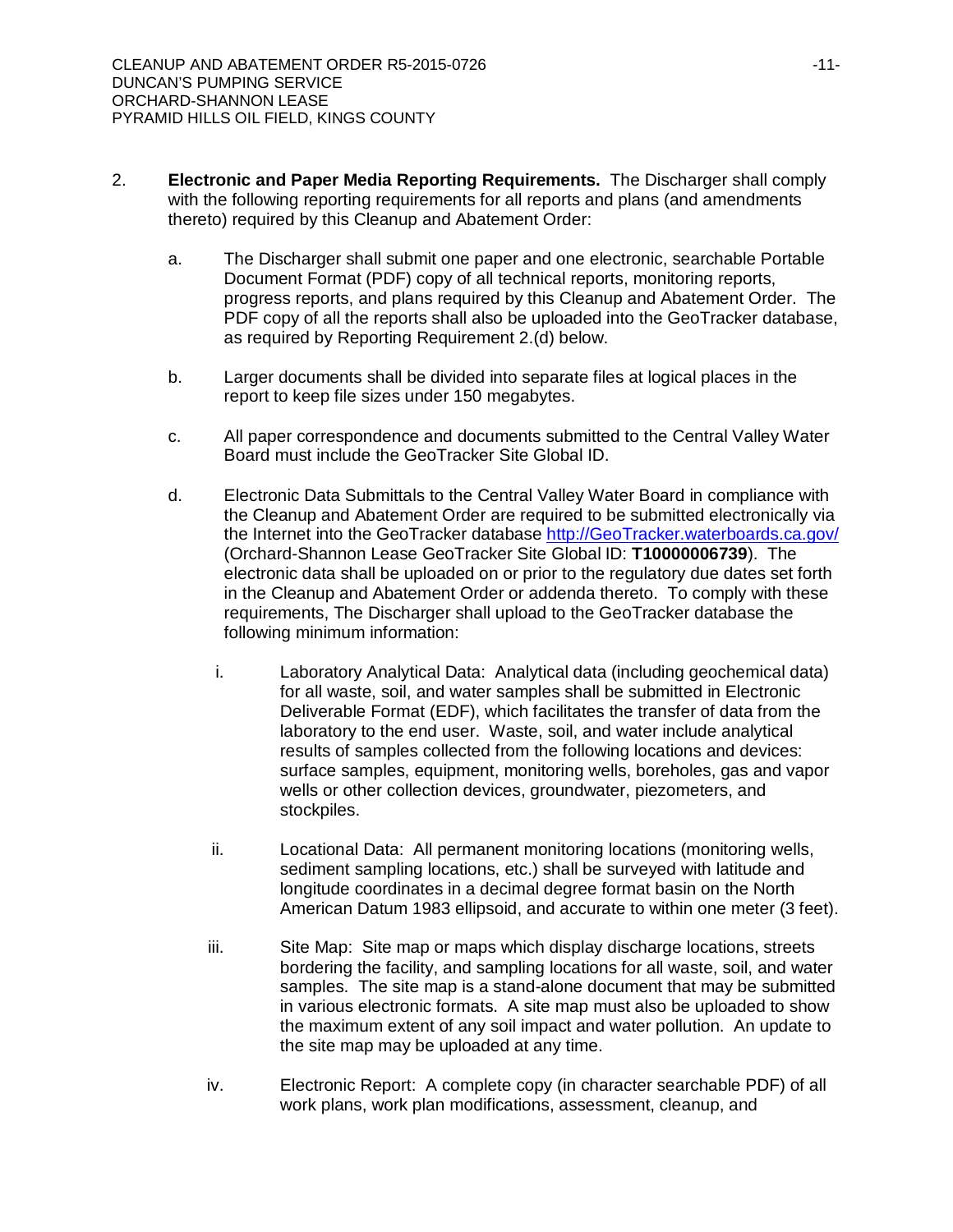2. **Electronic and Paper Media Reporting Requirements.** The Discharger shall comply with the following reporting requirements for all reports and plans (and amendments thereto) required by this Cleanup and Abatement Order:

   a. The Discharger shall submit one paper and one electronic, searchable Portable Document Format (PDF) copy of all technical reports, monitoring reports, progress reports, and plans required by this Cleanup and Abatement Order. The PDF copy of all the reports shall also be uploaded into the GeoTracker database, as required by Reporting Requirement 2.(d) below.

   b. Larger documents shall be divided into separate files at logical places in the report to keep file sizes under 150 megabytes.

   c. All paper correspondence and documents submitted to the Central Valley Water Board must include the GeoTracker Site Global ID.

   d. Electronic Data Submittals to the Central Valley Water Board in compliance with the Cleanup and Abatement Order are required to be submitted electronically via the Internet into the GeoTracker database http://GeoTracker.waterboards.ca.gov/ (Orchard-Shannon Lease GeoTracker Site Global ID: **T10000006739**). The electronic data shall be uploaded on or prior to the regulatory due dates set forth in the Cleanup and Abatement Order or addenda thereto. To comply with these requirements, The Discharger shall upload to the GeoTracker database the following minimum information:

      i. Laboratory Analytical Data: Analytical data (including geochemical data) for all waste, soil, and water samples shall be submitted in Electronic Deliverable Format (EDF), which facilitates the transfer of data from the laboratory to the end user. Waste, soil, and water include analytical results of samples collected from the following locations and devices: surface samples, equipment, monitoring wells, boreholes, gas and vapor wells or other collection devices, groundwater, piezometers, and stockpiles.

      ii. Locational Data: All permanent monitoring locations (monitoring wells, sediment sampling locations, etc.) shall be surveyed with latitude and longitude coordinates in a decimal degree format basin on the North American Datum 1983 ellipsoid, and accurate to within one meter (3 feet).

      iii. Site Map: Site map or maps which display discharge locations, streets bordering the facility, and sampling locations for all waste, soil, and water samples. The site map is a stand-alone document that may be submitted in various electronic formats. A site map must also be uploaded to show the maximum extent of any soil impact and water pollution. An update to the site map may be uploaded at any time.

      iv. Electronic Report: A complete copy (in character searchable PDF) of all work plans, work plan modifications, assessment, cleanup, and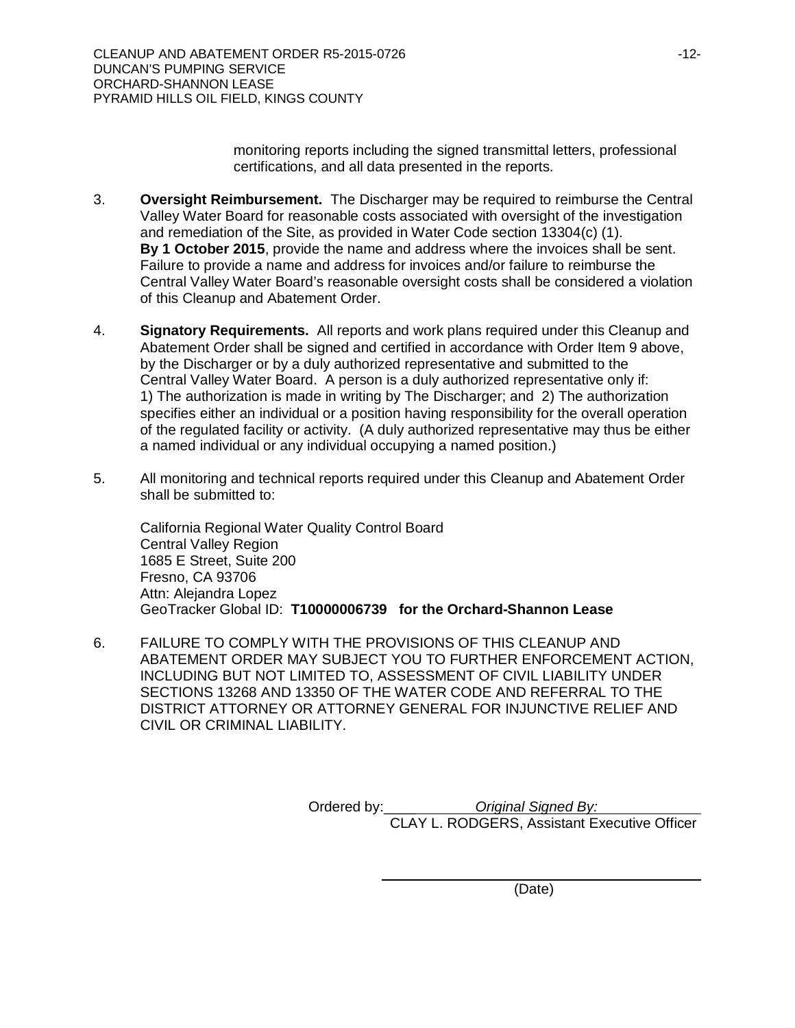monitoring reports including the signed transmittal letters, professional certifications, and all data presented in the reports.

3. **Oversight Reimbursement.** The Discharger may be required to reimburse the Central Valley Water Board for reasonable costs associated with oversight of the investigation and remediation of the Site, as provided in Water Code section 13304(c) (1). **By 1 October 2015**, provide the name and address where the invoices shall be sent. Failure to provide a name and address for invoices and/or failure to reimburse the Central Valley Water Board's reasonable oversight costs shall be considered a violation of this Cleanup and Abatement Order.

4. **Signatory Requirements.** All reports and work plans required under this Cleanup and Abatement Order shall be signed and certified in accordance with Order Item 9 above, by the Discharger or by a duly authorized representative and submitted to the Central Valley Water Board. A person is a duly authorized representative only if: 1) The authorization is made in writing by The Discharger; and 2) The authorization specifies either an individual or a position having responsibility for the overall operation of the regulated facility or activity. (A duly authorized representative may thus be either a named individual or any individual occupying a named position.)

5. All monitoring and technical reports required under this Cleanup and Abatement Order shall be submitted to:

   California Regional Water Quality Control Board
   Central Valley Region
   1685 E Street, Suite 200
   Fresno, CA 93706
   Attn: Alejandra Lopez
   GeoTracker Global ID: **T10000006739 for the Orchard-Shannon Lease**

6. FAILURE TO COMPLY WITH THE PROVISIONS OF THIS CLEANUP AND ABATEMENT ORDER MAY SUBJECT YOU TO FURTHER ENFORCEMENT ACTION, INCLUDING BUT NOT LIMITED TO, ASSESSMENT OF CIVIL LIABILITY UNDER SECTIONS 13268 AND 13350 OF THE WATER CODE AND REFERRAL TO THE DISTRICT ATTORNEY OR ATTORNEY GENERAL FOR INJUNCTIVE RELIEF AND CIVIL OR CRIMINAL LIABILITY.

Ordered by: *Original Signed By:*
CLAY L. RODGERS, Assistant Executive Officer

(Date)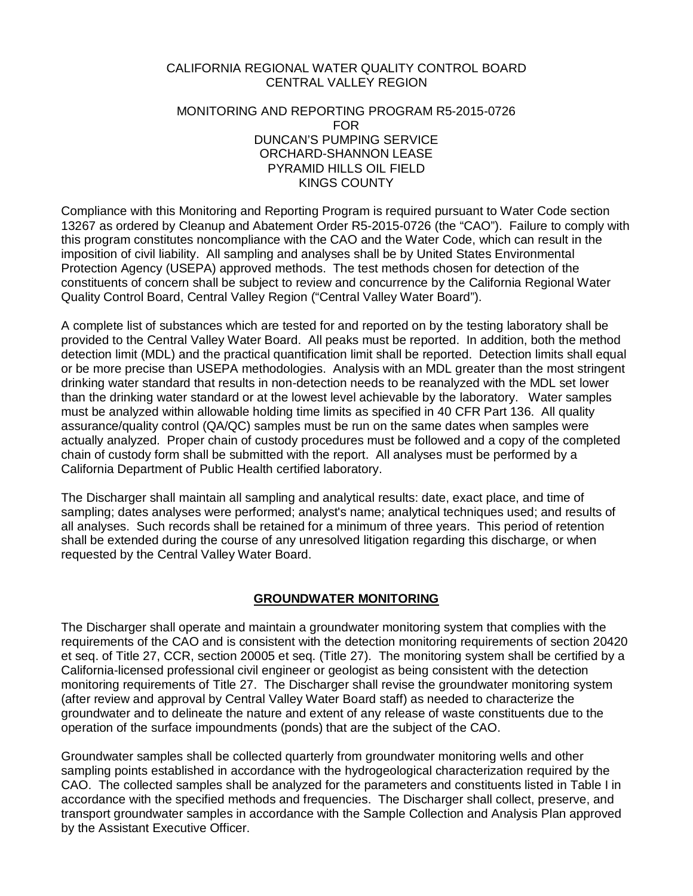CALIFORNIA REGIONAL WATER QUALITY CONTROL BOARD
CENTRAL VALLEY REGION

MONITORING AND REPORTING PROGRAM R5-2015-0726
FOR
DUNCAN'S PUMPING SERVICE
ORCHARD-SHANNON LEASE
PYRAMID HILLS OIL FIELD
KINGS COUNTY

Compliance with this Monitoring and Reporting Program is required pursuant to Water Code section 13267 as ordered by Cleanup and Abatement Order R5-2015-0726 (the "CAO"). Failure to comply with this program constitutes noncompliance with the CAO and the Water Code, which can result in the imposition of civil liability. All sampling and analyses shall be by United States Environmental Protection Agency (USEPA) approved methods. The test methods chosen for detection of the constituents of concern shall be subject to review and concurrence by the California Regional Water Quality Control Board, Central Valley Region ("Central Valley Water Board").

A complete list of substances which are tested for and reported on by the testing laboratory shall be provided to the Central Valley Water Board. All peaks must be reported. In addition, both the method detection limit (MDL) and the practical quantification limit shall be reported. Detection limits shall equal or be more precise than USEPA methodologies. Analysis with an MDL greater than the most stringent drinking water standard that results in non-detection needs to be reanalyzed with the MDL set lower than the drinking water standard or at the lowest level achievable by the laboratory. Water samples must be analyzed within allowable holding time limits as specified in 40 CFR Part 136. All quality assurance/quality control (QA/QC) samples must be run on the same dates when samples were actually analyzed. Proper chain of custody procedures must be followed and a copy of the completed chain of custody form shall be submitted with the report. All analyses must be performed by a California Department of Public Health certified laboratory.

The Discharger shall maintain all sampling and analytical results: date, exact place, and time of sampling; dates analyses were performed; analyst's name; analytical techniques used; and results of all analyses. Such records shall be retained for a minimum of three years. This period of retention shall be extended during the course of any unresolved litigation regarding this discharge, or when requested by the Central Valley Water Board.

## GROUNDWATER MONITORING

The Discharger shall operate and maintain a groundwater monitoring system that complies with the requirements of the CAO and is consistent with the detection monitoring requirements of section 20420 et seq. of Title 27, CCR, section 20005 et seq. (Title 27). The monitoring system shall be certified by a California-licensed professional civil engineer or geologist as being consistent with the detection monitoring requirements of Title 27. The Discharger shall revise the groundwater monitoring system (after review and approval by Central Valley Water Board staff) as needed to characterize the groundwater and to delineate the nature and extent of any release of waste constituents due to the operation of the surface impoundments (ponds) that are the subject of the CAO.

Groundwater samples shall be collected quarterly from groundwater monitoring wells and other sampling points established in accordance with the hydrogeological characterization required by the CAO. The collected samples shall be analyzed for the parameters and constituents listed in Table I in accordance with the specified methods and frequencies. The Discharger shall collect, preserve, and transport groundwater samples in accordance with the Sample Collection and Analysis Plan approved by the Assistant Executive Officer.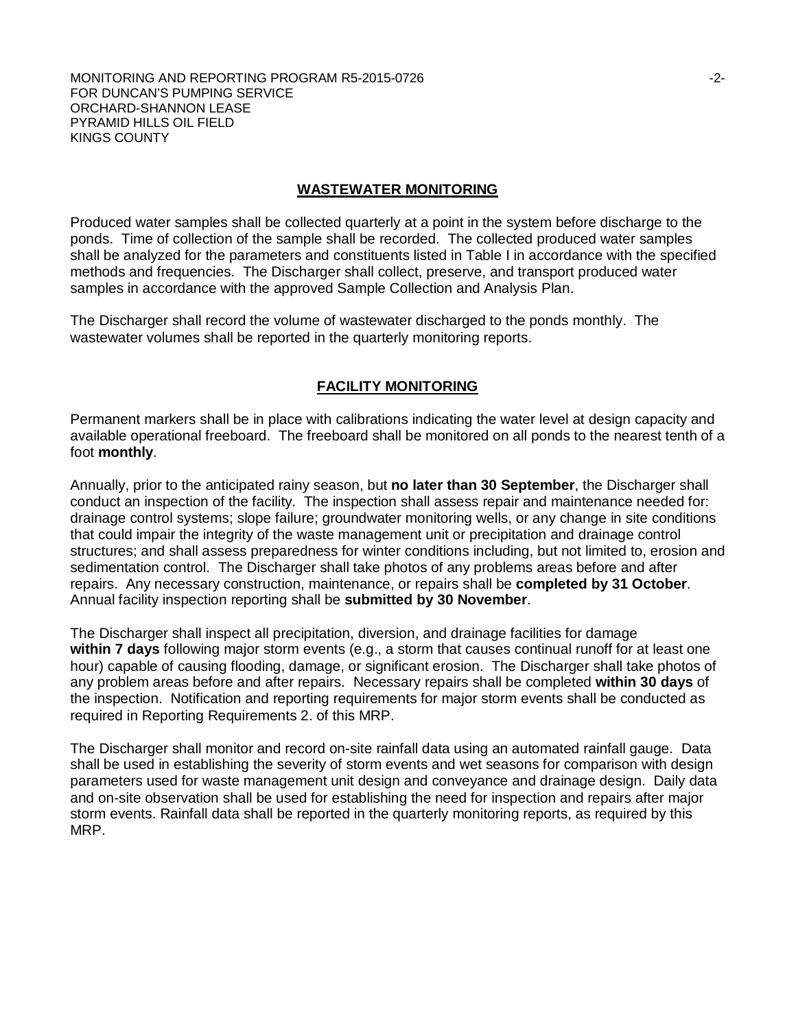## WASTEWATER MONITORING

Produced water samples shall be collected quarterly at a point in the system before discharge to the ponds. Time of collection of the sample shall be recorded. The collected produced water samples shall be analyzed for the parameters and constituents listed in Table I in accordance with the specified methods and frequencies. The Discharger shall collect, preserve, and transport produced water samples in accordance with the approved Sample Collection and Analysis Plan.

The Discharger shall record the volume of wastewater discharged to the ponds monthly. The wastewater volumes shall be reported in the quarterly monitoring reports.

## FACILITY MONITORING

Permanent markers shall be in place with calibrations indicating the water level at design capacity and available operational freeboard. The freeboard shall be monitored on all ponds to the nearest tenth of a foot **monthly**.

Annually, prior to the anticipated rainy season, but **no later than 30 September**, the Discharger shall conduct an inspection of the facility. The inspection shall assess repair and maintenance needed for: drainage control systems; slope failure; groundwater monitoring wells, or any change in site conditions that could impair the integrity of the waste management unit or precipitation and drainage control structures; and shall assess preparedness for winter conditions including, but not limited to, erosion and sedimentation control. The Discharger shall take photos of any problems areas before and after repairs. Any necessary construction, maintenance, or repairs shall be **completed by 31 October**. Annual facility inspection reporting shall be **submitted by 30 November**.

The Discharger shall inspect all precipitation, diversion, and drainage facilities for damage **within 7 days** following major storm events (e.g., a storm that causes continual runoff for at least one hour) capable of causing flooding, damage, or significant erosion. The Discharger shall take photos of any problem areas before and after repairs. Necessary repairs shall be completed **within 30 days** of the inspection. Notification and reporting requirements for major storm events shall be conducted as required in Reporting Requirements 2. of this MRP.

The Discharger shall monitor and record on-site rainfall data using an automated rainfall gauge. Data shall be used in establishing the severity of storm events and wet seasons for comparison with design parameters used for waste management unit design and conveyance and drainage design. Daily data and on-site observation shall be used for establishing the need for inspection and repairs after major storm events. Rainfall data shall be reported in the quarterly monitoring reports, as required by this MRP.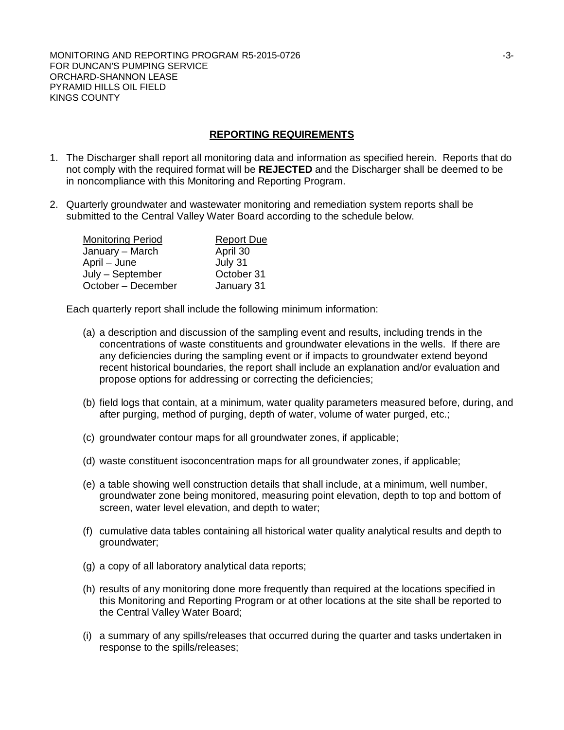## REPORTING REQUIREMENTS

1. The Discharger shall report all monitoring data and information as specified herein. Reports that do not comply with the required format will be **REJECTED** and the Discharger shall be deemed to be in noncompliance with this Monitoring and Reporting Program.

2. Quarterly groundwater and wastewater monitoring and remediation system reports shall be submitted to the Central Valley Water Board according to the schedule below.

| Monitoring Period | Report Due |
|---|---|
| January – March | April 30 |
| April – June | July 31 |
| July – September | October 31 |
| October – December | January 31 |

   Each quarterly report shall include the following minimum information:

   (a) a description and discussion of the sampling event and results, including trends in the concentrations of waste constituents and groundwater elevations in the wells. If there are any deficiencies during the sampling event or if impacts to groundwater extend beyond recent historical boundaries, the report shall include an explanation and/or evaluation and propose options for addressing or correcting the deficiencies;

   (b) field logs that contain, at a minimum, water quality parameters measured before, during, and after purging, method of purging, depth of water, volume of water purged, etc.;

   (c) groundwater contour maps for all groundwater zones, if applicable;

   (d) waste constituent isoconcentration maps for all groundwater zones, if applicable;

   (e) a table showing well construction details that shall include, at a minimum, well number, groundwater zone being monitored, measuring point elevation, depth to top and bottom of screen, water level elevation, and depth to water;

   (f) cumulative data tables containing all historical water quality analytical results and depth to groundwater;

   (g) a copy of all laboratory analytical data reports;

   (h) results of any monitoring done more frequently than required at the locations specified in this Monitoring and Reporting Program or at other locations at the site shall be reported to the Central Valley Water Board;

   (i) a summary of any spills/releases that occurred during the quarter and tasks undertaken in response to the spills/releases;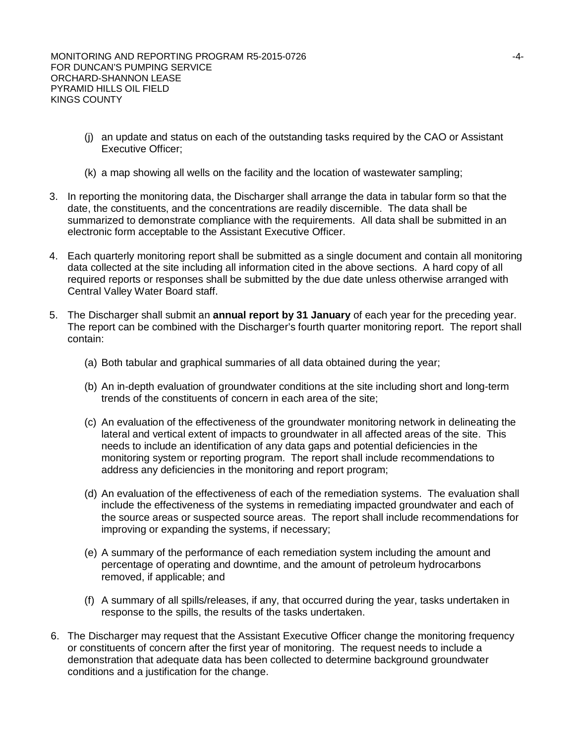(j) an update and status on each of the outstanding tasks required by the CAO or Assistant Executive Officer;

(k) a map showing all wells on the facility and the location of wastewater sampling;

3. In reporting the monitoring data, the Discharger shall arrange the data in tabular form so that the date, the constituents, and the concentrations are readily discernible. The data shall be summarized to demonstrate compliance with the requirements. All data shall be submitted in an electronic form acceptable to the Assistant Executive Officer.

4. Each quarterly monitoring report shall be submitted as a single document and contain all monitoring data collected at the site including all information cited in the above sections. A hard copy of all required reports or responses shall be submitted by the due date unless otherwise arranged with Central Valley Water Board staff.

5. The Discharger shall submit an **annual report by 31 January** of each year for the preceding year. The report can be combined with the Discharger's fourth quarter monitoring report. The report shall contain:

   (a) Both tabular and graphical summaries of all data obtained during the year;

   (b) An in-depth evaluation of groundwater conditions at the site including short and long-term trends of the constituents of concern in each area of the site;

   (c) An evaluation of the effectiveness of the groundwater monitoring network in delineating the lateral and vertical extent of impacts to groundwater in all affected areas of the site. This needs to include an identification of any data gaps and potential deficiencies in the monitoring system or reporting program. The report shall include recommendations to address any deficiencies in the monitoring and report program;

   (d) An evaluation of the effectiveness of each of the remediation systems. The evaluation shall include the effectiveness of the systems in remediating impacted groundwater and each of the source areas or suspected source areas. The report shall include recommendations for improving or expanding the systems, if necessary;

   (e) A summary of the performance of each remediation system including the amount and percentage of operating and downtime, and the amount of petroleum hydrocarbons removed, if applicable; and

   (f) A summary of all spills/releases, if any, that occurred during the year, tasks undertaken in response to the spills, the results of the tasks undertaken.

6. The Discharger may request that the Assistant Executive Officer change the monitoring frequency or constituents of concern after the first year of monitoring. The request needs to include a demonstration that adequate data has been collected to determine background groundwater conditions and a justification for the change.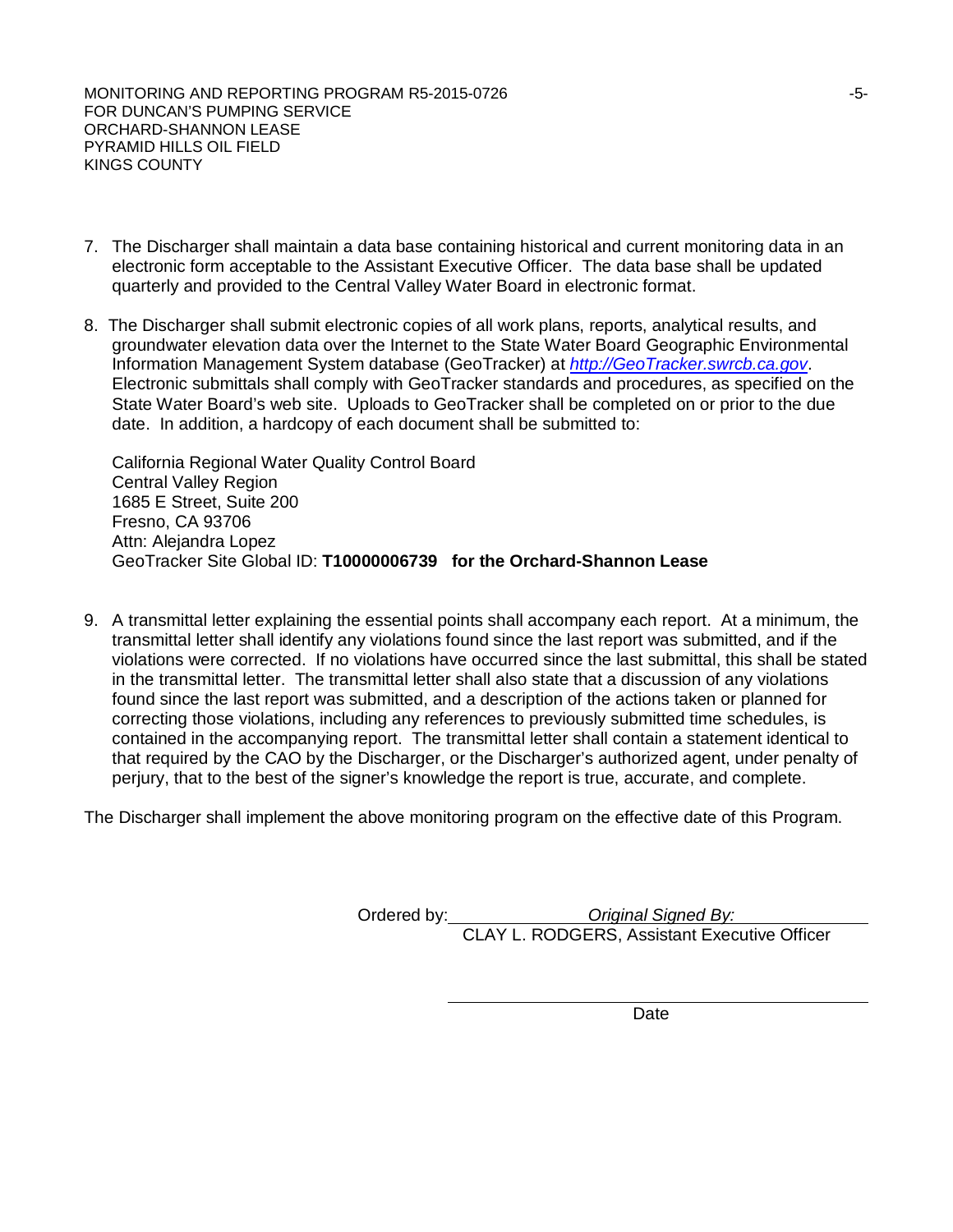7. The Discharger shall maintain a data base containing historical and current monitoring data in an electronic form acceptable to the Assistant Executive Officer. The data base shall be updated quarterly and provided to the Central Valley Water Board in electronic format.

8. The Discharger shall submit electronic copies of all work plans, reports, analytical results, and groundwater elevation data over the Internet to the State Water Board Geographic Environmental Information Management System database (GeoTracker) at *http://GeoTracker.swrcb.ca.gov*. Electronic submittals shall comply with GeoTracker standards and procedures, as specified on the State Water Board's web site. Uploads to GeoTracker shall be completed on or prior to the due date. In addition, a hardcopy of each document shall be submitted to:

   California Regional Water Quality Control Board
   Central Valley Region
   1685 E Street, Suite 200
   Fresno, CA 93706
   Attn: Alejandra Lopez
   GeoTracker Site Global ID: **T10000006739 for the Orchard-Shannon Lease**

9. A transmittal letter explaining the essential points shall accompany each report. At a minimum, the transmittal letter shall identify any violations found since the last report was submitted, and if the violations were corrected. If no violations have occurred since the last submittal, this shall be stated in the transmittal letter. The transmittal letter shall also state that a discussion of any violations found since the last report was submitted, and a description of the actions taken or planned for correcting those violations, including any references to previously submitted time schedules, is contained in the accompanying report. The transmittal letter shall contain a statement identical to that required by the CAO by the Discharger, or the Discharger's authorized agent, under penalty of perjury, that to the best of the signer's knowledge the report is true, accurate, and complete.

The Discharger shall implement the above monitoring program on the effective date of this Program.

Ordered by: *Original Signed By:*
CLAY L. RODGERS, Assistant Executive Officer

Date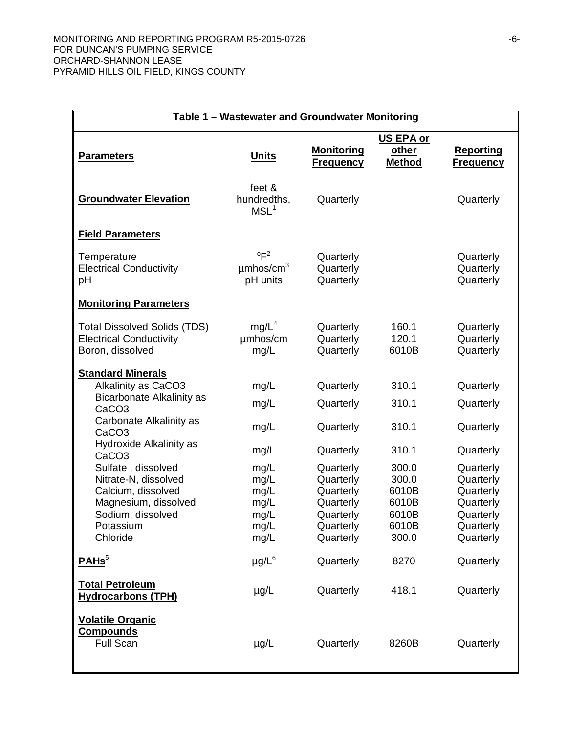**Table 1 – Wastewater and Groundwater Monitoring**

| Parameters | Units | Monitoring Frequency | US EPA or other Method | Reporting Frequency |
|---|---|---|---|---|
| **Groundwater Elevation** | feet & hundredths, MSL[1] | Quarterly | | Quarterly |
| **Field Parameters** | | | | |
| Temperature | °F[2] | Quarterly | | Quarterly |
| Electrical Conductivity | µmhos/cm[3] | Quarterly | | Quarterly |
| pH | pH units | Quarterly | | Quarterly |
| **Monitoring Parameters** | | | | |
| Total Dissolved Solids (TDS) | mg/L[4] | Quarterly | 160.1 | Quarterly |
| Electrical Conductivity | µmhos/cm | Quarterly | 120.1 | Quarterly |
| Boron, dissolved | mg/L | Quarterly | 6010B | Quarterly |
| **Standard Minerals** | | | | |
| Alkalinity as CaCO3 | mg/L | Quarterly | 310.1 | Quarterly |
| Bicarbonate Alkalinity as CaCO3 | mg/L | Quarterly | 310.1 | Quarterly |
| Carbonate Alkalinity as CaCO3 | mg/L | Quarterly | 310.1 | Quarterly |
| Hydroxide Alkalinity as CaCO3 | mg/L | Quarterly | 310.1 | Quarterly |
| Sulfate , dissolved | mg/L | Quarterly | 300.0 | Quarterly |
| Nitrate-N, dissolved | mg/L | Quarterly | 300.0 | Quarterly |
| Calcium, dissolved | mg/L | Quarterly | 6010B | Quarterly |
| Magnesium, dissolved | mg/L | Quarterly | 6010B | Quarterly |
| Sodium, dissolved | mg/L | Quarterly | 6010B | Quarterly |
| Potassium | mg/L | Quarterly | 6010B | Quarterly |
| Chloride | mg/L | Quarterly | 300.0 | Quarterly |
| **PAHs**[5] | µg/L[6] | Quarterly | 8270 | Quarterly |
| **Total Petroleum Hydrocarbons (TPH)** | µg/L | Quarterly | 418.1 | Quarterly |
| **Volatile Organic Compounds** | | | | |
| Full Scan | µg/L | Quarterly | 8260B | Quarterly |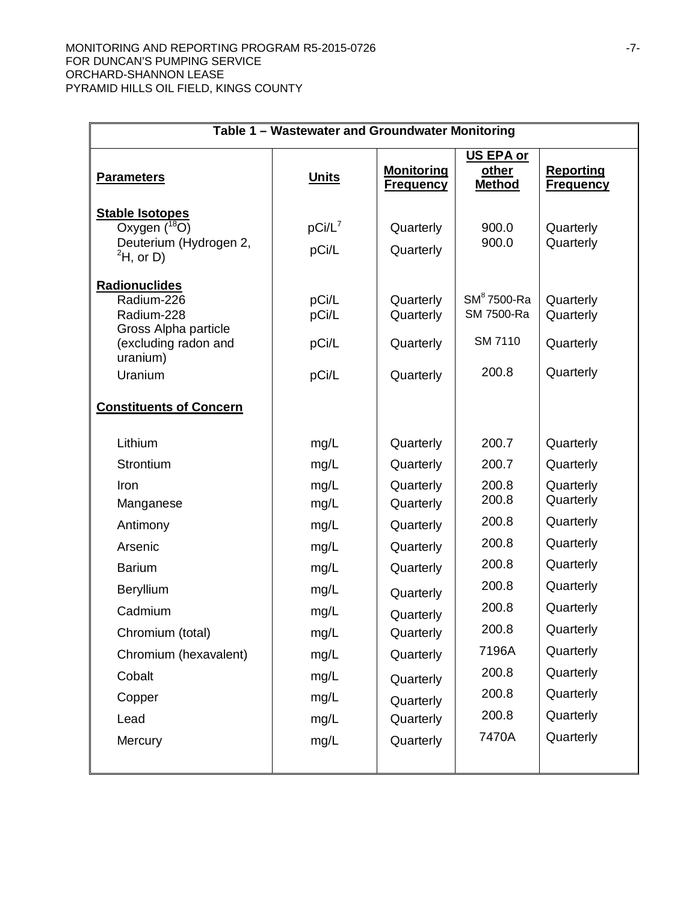| Table 1 – Wastewater and Groundwater Monitoring | | | | |
|---|---|---|---|---|
| **Parameters** | **Units** | **Monitoring Frequency** | **US EPA or other Method** | **Reporting Frequency** |
| **Stable Isotopes** | | | | |
| Oxygen ($^{18}O$) | pCi/L[7] | Quarterly | 900.0 | Quarterly |
| Deuterium (Hydrogen 2, $^{2}H$, or D) | pCi/L | Quarterly | 900.0 | Quarterly |
| **Radionuclides** | | | | |
| Radium-226 | pCi/L | Quarterly | SM[8] 7500-Ra | Quarterly |
| Radium-228 | pCi/L | Quarterly | SM 7500-Ra | Quarterly |
| Gross Alpha particle (excluding radon and uranium) | pCi/L | Quarterly | SM 7110 | Quarterly |
| Uranium | pCi/L | Quarterly | 200.8 | Quarterly |
| **Constituents of Concern** | | | | |
| Lithium | mg/L | Quarterly | 200.7 | Quarterly |
| Strontium | mg/L | Quarterly | 200.7 | Quarterly |
| Iron | mg/L | Quarterly | 200.8 | Quarterly |
| Manganese | mg/L | Quarterly | 200.8 | Quarterly |
| Antimony | mg/L | Quarterly | 200.8 | Quarterly |
| Arsenic | mg/L | Quarterly | 200.8 | Quarterly |
| Barium | mg/L | Quarterly | 200.8 | Quarterly |
| Beryllium | mg/L | Quarterly | 200.8 | Quarterly |
| Cadmium | mg/L | Quarterly | 200.8 | Quarterly |
| Chromium (total) | mg/L | Quarterly | 200.8 | Quarterly |
| Chromium (hexavalent) | mg/L | Quarterly | 7196A | Quarterly |
| Cobalt | mg/L | Quarterly | 200.8 | Quarterly |
| Copper | mg/L | Quarterly | 200.8 | Quarterly |
| Lead | mg/L | Quarterly | 200.8 | Quarterly |
| Mercury | mg/L | Quarterly | 7470A | Quarterly |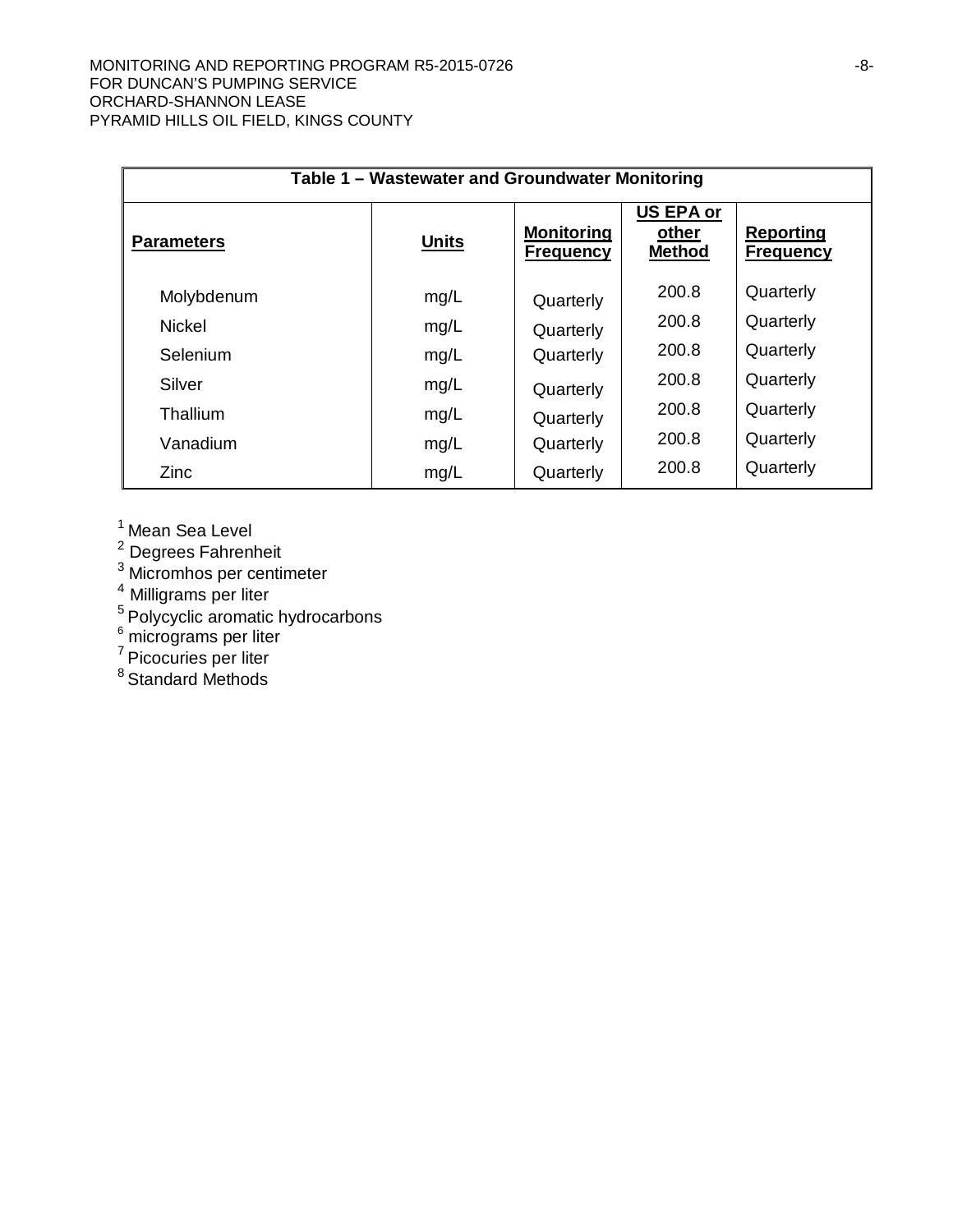| Table 1 – Wastewater and Groundwater Monitoring | | | | |
|---|---|---|---|---|
| **Parameters** | **Units** | **Monitoring Frequency** | **US EPA or other Method** | **Reporting Frequency** |
| Molybdenum | mg/L | Quarterly | 200.8 | Quarterly |
| Nickel | mg/L | Quarterly | 200.8 | Quarterly |
| Selenium | mg/L | Quarterly | 200.8 | Quarterly |
| Silver | mg/L | Quarterly | 200.8 | Quarterly |
| Thallium | mg/L | Quarterly | 200.8 | Quarterly |
| Vanadium | mg/L | Quarterly | 200.8 | Quarterly |
| Zinc | mg/L | Quarterly | 200.8 | Quarterly |

[1] Mean Sea Level
[2] Degrees Fahrenheit
[3] Micromhos per centimeter
[4] Milligrams per liter
[5] Polycyclic aromatic hydrocarbons
[6] micrograms per liter
[7] Picocuries per liter
[8] Standard Methods